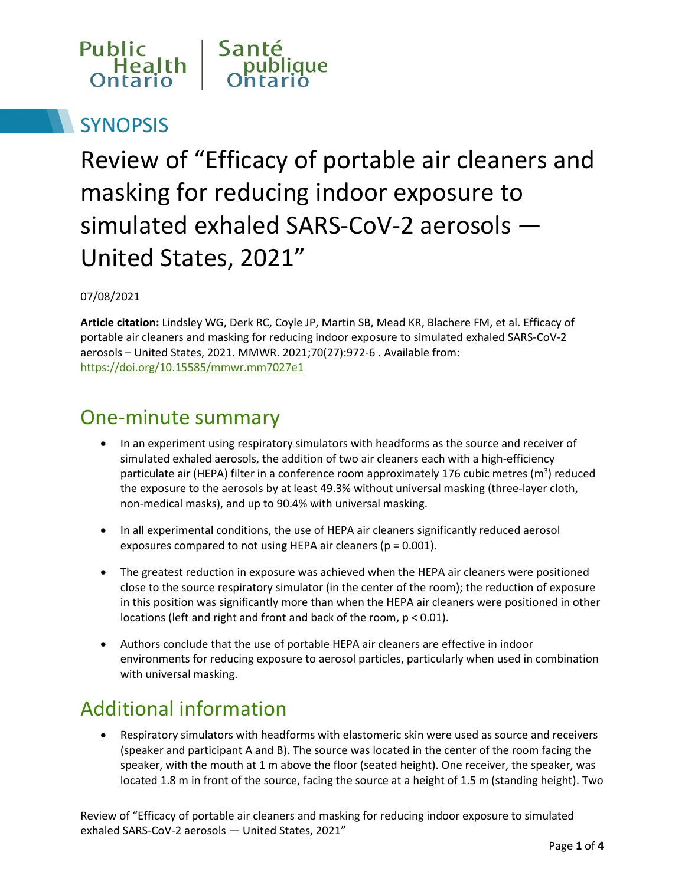Public Health Ontario | Santé publique Ontario

## SYNOPSIS

# Review of "Efficacy of portable air cleaners and masking for reducing indoor exposure to simulated exhaled SARS-CoV-2 aerosols — United States, 2021"

07/08/2021

**Article citation:** Lindsley WG, Derk RC, Coyle JP, Martin SB, Mead KR, Blachere FM, et al. Efficacy of portable air cleaners and masking for reducing indoor exposure to simulated exhaled SARS-CoV-2 aerosols – United States, 2021. MMWR. 2021;70(27):972-6 . Available from: https://doi.org/10.15585/mmwr.mm7027e1

## One-minute summary

- In an experiment using respiratory simulators with headforms as the source and receiver of simulated exhaled aerosols, the addition of two air cleaners each with a high-efficiency particulate air (HEPA) filter in a conference room approximately 176 cubic metres ($m^3$) reduced the exposure to the aerosols by at least 49.3% without universal masking (three-layer cloth, non-medical masks), and up to 90.4% with universal masking.
- In all experimental conditions, the use of HEPA air cleaners significantly reduced aerosol exposures compared to not using HEPA air cleaners ($p = 0.001$).
- The greatest reduction in exposure was achieved when the HEPA air cleaners were positioned close to the source respiratory simulator (in the center of the room); the reduction of exposure in this position was significantly more than when the HEPA air cleaners were positioned in other locations (left and right and front and back of the room, $p < 0.01$).
- Authors conclude that the use of portable HEPA air cleaners are effective in indoor environments for reducing exposure to aerosol particles, particularly when used in combination with universal masking.

## Additional information

- Respiratory simulators with headforms with elastomeric skin were used as source and receivers (speaker and participant A and B). The source was located in the center of the room facing the speaker, with the mouth at 1 m above the floor (seated height). One receiver, the speaker, was located 1.8 m in front of the source, facing the source at a height of 1.5 m (standing height). Two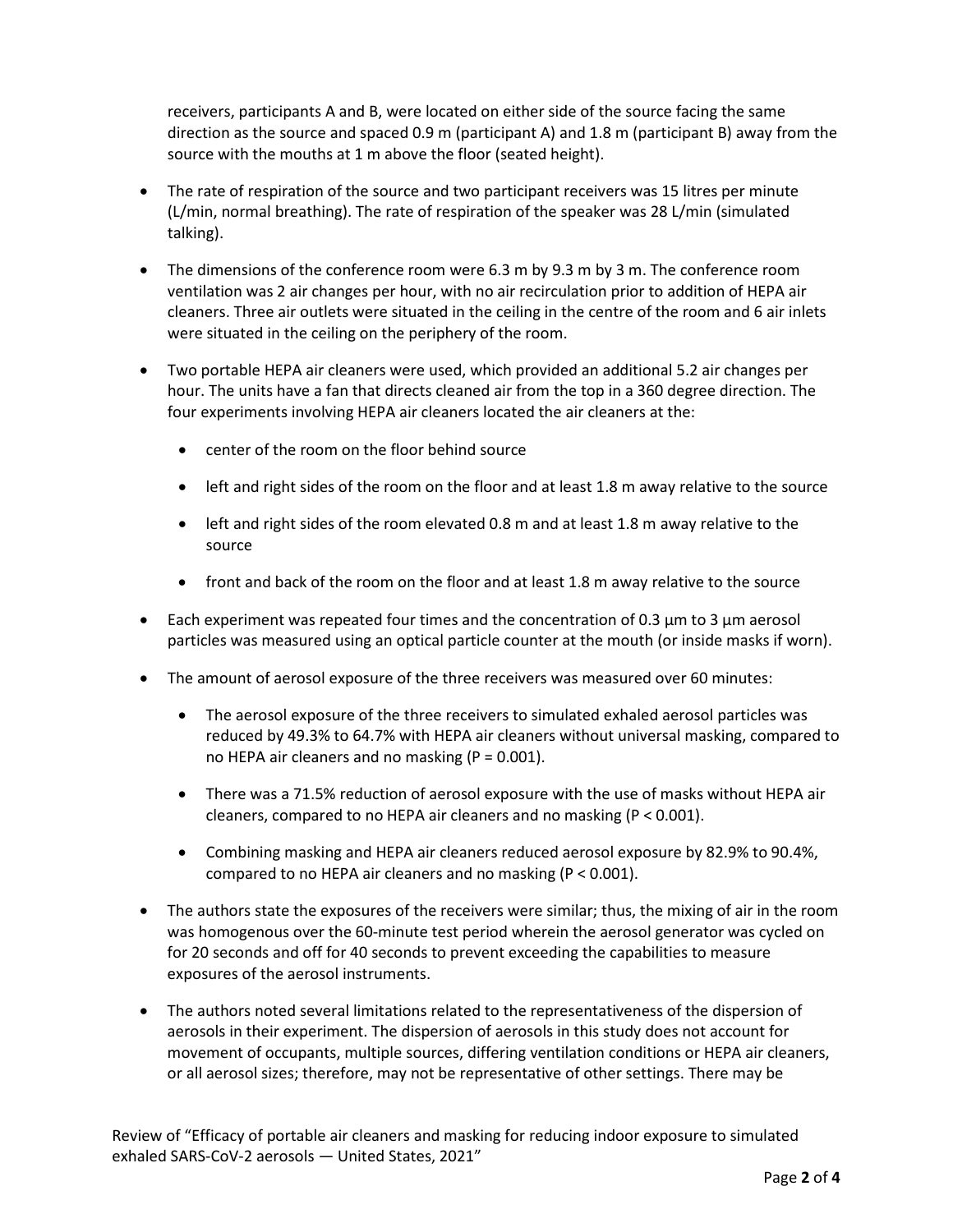receivers, participants A and B, were located on either side of the source facing the same direction as the source and spaced 0.9 m (participant A) and 1.8 m (participant B) away from the source with the mouths at 1 m above the floor (seated height).

- The rate of respiration of the source and two participant receivers was 15 litres per minute (L/min, normal breathing). The rate of respiration of the speaker was 28 L/min (simulated talking).
- The dimensions of the conference room were 6.3 m by 9.3 m by 3 m. The conference room ventilation was 2 air changes per hour, with no air recirculation prior to addition of HEPA air cleaners. Three air outlets were situated in the ceiling in the centre of the room and 6 air inlets were situated in the ceiling on the periphery of the room.
- Two portable HEPA air cleaners were used, which provided an additional 5.2 air changes per hour. The units have a fan that directs cleaned air from the top in a 360 degree direction. The four experiments involving HEPA air cleaners located the air cleaners at the:
  - center of the room on the floor behind source
  - left and right sides of the room on the floor and at least 1.8 m away relative to the source
  - left and right sides of the room elevated 0.8 m and at least 1.8 m away relative to the source
  - front and back of the room on the floor and at least 1.8 m away relative to the source
- Each experiment was repeated four times and the concentration of 0.3 µm to 3 µm aerosol particles was measured using an optical particle counter at the mouth (or inside masks if worn).
- The amount of aerosol exposure of the three receivers was measured over 60 minutes:
  - The aerosol exposure of the three receivers to simulated exhaled aerosol particles was reduced by 49.3% to 64.7% with HEPA air cleaners without universal masking, compared to no HEPA air cleaners and no masking ($P = 0.001$).
  - There was a 71.5% reduction of aerosol exposure with the use of masks without HEPA air cleaners, compared to no HEPA air cleaners and no masking ($P < 0.001$).
  - Combining masking and HEPA air cleaners reduced aerosol exposure by 82.9% to 90.4%, compared to no HEPA air cleaners and no masking ($P < 0.001$).
- The authors state the exposures of the receivers were similar; thus, the mixing of air in the room was homogenous over the 60-minute test period wherein the aerosol generator was cycled on for 20 seconds and off for 40 seconds to prevent exceeding the capabilities to measure exposures of the aerosol instruments.
- The authors noted several limitations related to the representativeness of the dispersion of aerosols in their experiment. The dispersion of aerosols in this study does not account for movement of occupants, multiple sources, differing ventilation conditions or HEPA air cleaners, or all aerosol sizes; therefore, may not be representative of other settings. There may be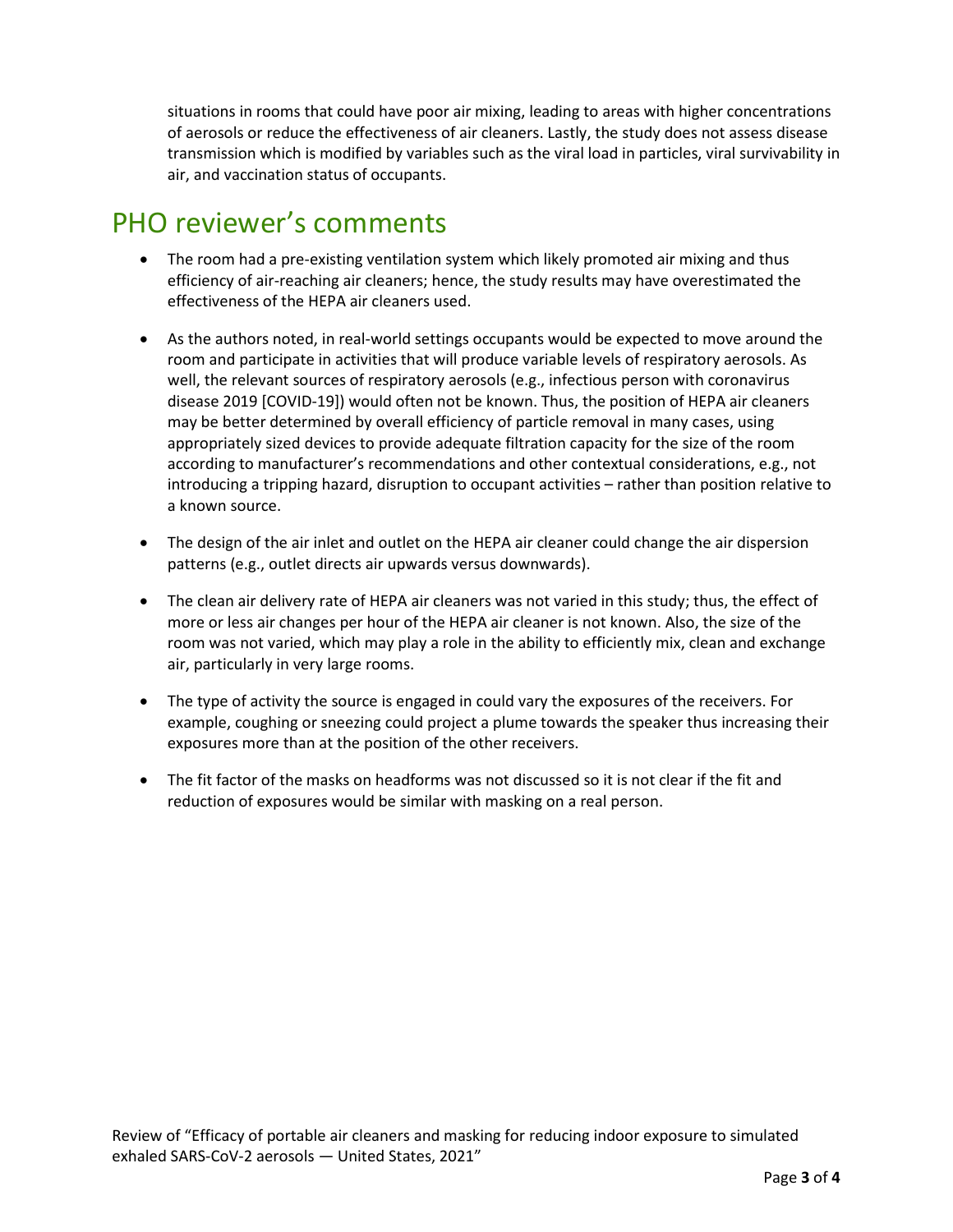situations in rooms that could have poor air mixing, leading to areas with higher concentrations of aerosols or reduce the effectiveness of air cleaners. Lastly, the study does not assess disease transmission which is modified by variables such as the viral load in particles, viral survivability in air, and vaccination status of occupants.

## PHO reviewer's comments

- The room had a pre-existing ventilation system which likely promoted air mixing and thus efficiency of air-reaching air cleaners; hence, the study results may have overestimated the effectiveness of the HEPA air cleaners used.
- As the authors noted, in real-world settings occupants would be expected to move around the room and participate in activities that will produce variable levels of respiratory aerosols. As well, the relevant sources of respiratory aerosols (e.g., infectious person with coronavirus disease 2019 [COVID-19]) would often not be known. Thus, the position of HEPA air cleaners may be better determined by overall efficiency of particle removal in many cases, using appropriately sized devices to provide adequate filtration capacity for the size of the room according to manufacturer's recommendations and other contextual considerations, e.g., not introducing a tripping hazard, disruption to occupant activities – rather than position relative to a known source.
- The design of the air inlet and outlet on the HEPA air cleaner could change the air dispersion patterns (e.g., outlet directs air upwards versus downwards).
- The clean air delivery rate of HEPA air cleaners was not varied in this study; thus, the effect of more or less air changes per hour of the HEPA air cleaner is not known. Also, the size of the room was not varied, which may play a role in the ability to efficiently mix, clean and exchange air, particularly in very large rooms.
- The type of activity the source is engaged in could vary the exposures of the receivers. For example, coughing or sneezing could project a plume towards the speaker thus increasing their exposures more than at the position of the other receivers.
- The fit factor of the masks on headforms was not discussed so it is not clear if the fit and reduction of exposures would be similar with masking on a real person.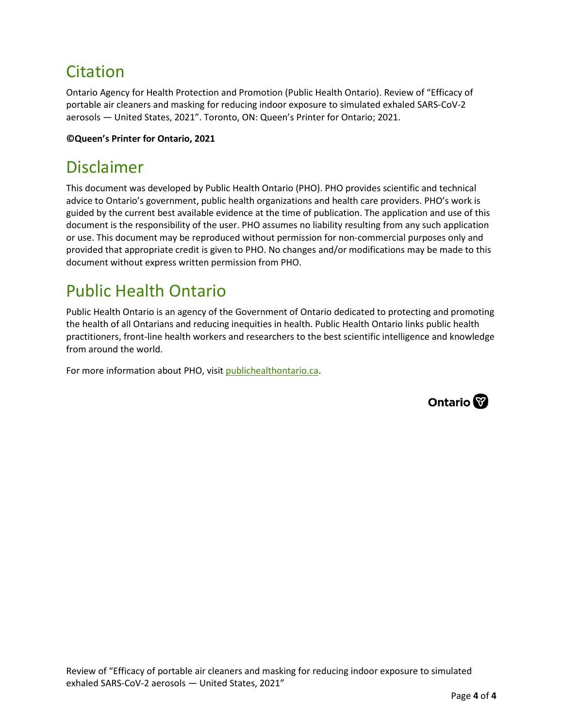## Citation

Ontario Agency for Health Protection and Promotion (Public Health Ontario). Review of "Efficacy of portable air cleaners and masking for reducing indoor exposure to simulated exhaled SARS-CoV-2 aerosols — United States, 2021". Toronto, ON: Queen's Printer for Ontario; 2021.

**©Queen's Printer for Ontario, 2021**

## Disclaimer

This document was developed by Public Health Ontario (PHO). PHO provides scientific and technical advice to Ontario's government, public health organizations and health care providers. PHO's work is guided by the current best available evidence at the time of publication. The application and use of this document is the responsibility of the user. PHO assumes no liability resulting from any such application or use. This document may be reproduced without permission for non-commercial purposes only and provided that appropriate credit is given to PHO. No changes and/or modifications may be made to this document without express written permission from PHO.

## Public Health Ontario

Public Health Ontario is an agency of the Government of Ontario dedicated to protecting and promoting the health of all Ontarians and reducing inequities in health. Public Health Ontario links public health practitioners, front-line health workers and researchers to the best scientific intelligence and knowledge from around the world.

For more information about PHO, visit publichealthontario.ca.

Ontario